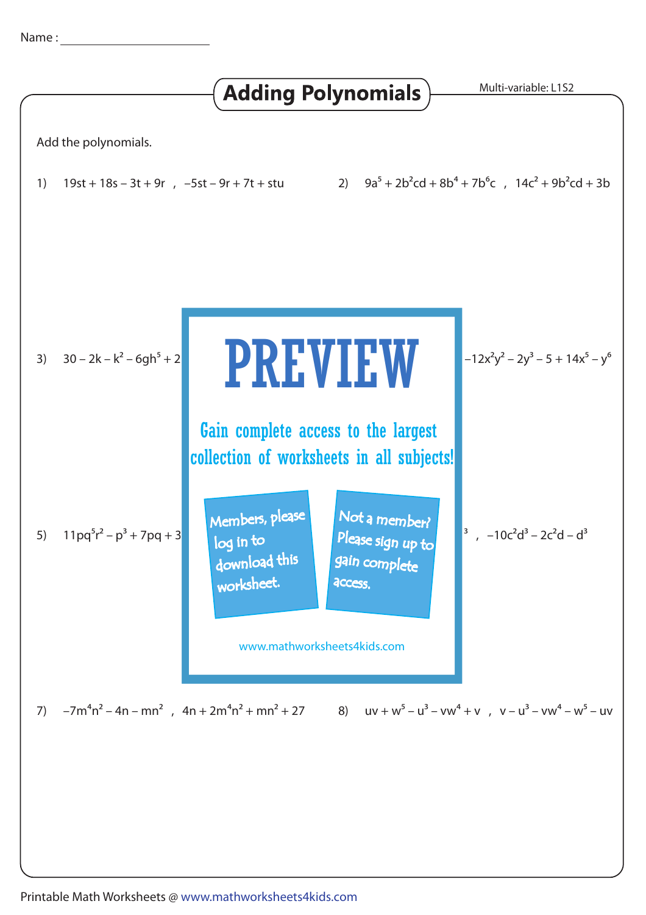Name : ____________________

# Adding Polynomials

Multi-variable: L1S2

Add the polynomials.

1) $19st + 18s - 3t + 9r$ , $-5st - 9r + 7t + stu$

2) $9a^5 + 2b^2cd + 8b^4 + 7b^6c$ , $14c^2 + 9b^2cd + 3b$

3) $30 - 2k - k^2 - 6gh^5 + 2$

PREVIEW

Gain complete access to the largest collection of worksheets in all subjects!

Members, please log in to download this worksheet.

Not a member? Please sign up to gain complete access.

www.mathworksheets4kids.com

$-12x^2y^2 - 2y^3 - 5 + 14x^5 - y^6$

5) $11pq^5r^2 - p^3 + 7pq + 3$

$^3$ , $-10c^2d^3 - 2c^2d - d^3$

7) $-7m^4n^2 - 4n - mn^2$ , $4n + 2m^4n^2 + mn^2 + 27$

8) $uv + w^5 - u^3 - vw^4 + v$ , $v - u^3 - vw^4 - w^5 - uv$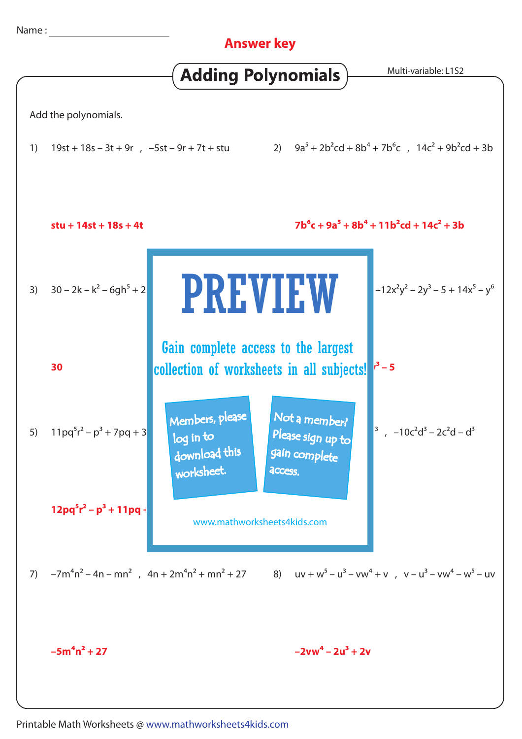Name : ____________________

**Answer key**

# Adding Polynomials

Multi-variable: L1S2

Add the polynomials.

1) $19st + 18s - 3t + 9r$ , $-5st - 9r + 7t + stu$

**$stu + 14st + 18s + 4t$**

2) $9a^5 + 2b^2cd + 8b^4 + 7b^6c$ , $14c^2 + 9b^2cd + 3b$

**$7b^6c + 9a^5 + 8b^4 + 11b^2cd + 14c^2 + 3b$**

3) $30 - 2k - k^2 - 6gh^5 + 2$

**30**

4) $-12x^2y^2 - 2y^3 - 5 + 14x^5 - y^6$

**$^3 - 5$**

PREVIEW

Gain complete access to the largest collection of worksheets in all subjects!

Members, please log in to download this worksheet.

Not a member? Please sign up to gain complete access.

www.mathworksheets4kids.com

5) $11pq^5r^2 - p^3 + 7pq + 3$

**$12pq^5r^2 - p^3 + 11pq$**

6) $^3$ , $-10c^2d^3 - 2c^2d - d^3$

7) $-7m^4n^2 - 4n - mn^2$ , $4n + 2m^4n^2 + mn^2 + 27$

**$-5m^4n^2 + 27$**

8) $uv + w^5 - u^3 - vw^4 + v$ , $v - u^3 - vw^4 - w^5 - uv$

**$-2vw^4 - 2u^3 + 2v$**

Printable Math Worksheets @ www.mathworksheets4kids.com